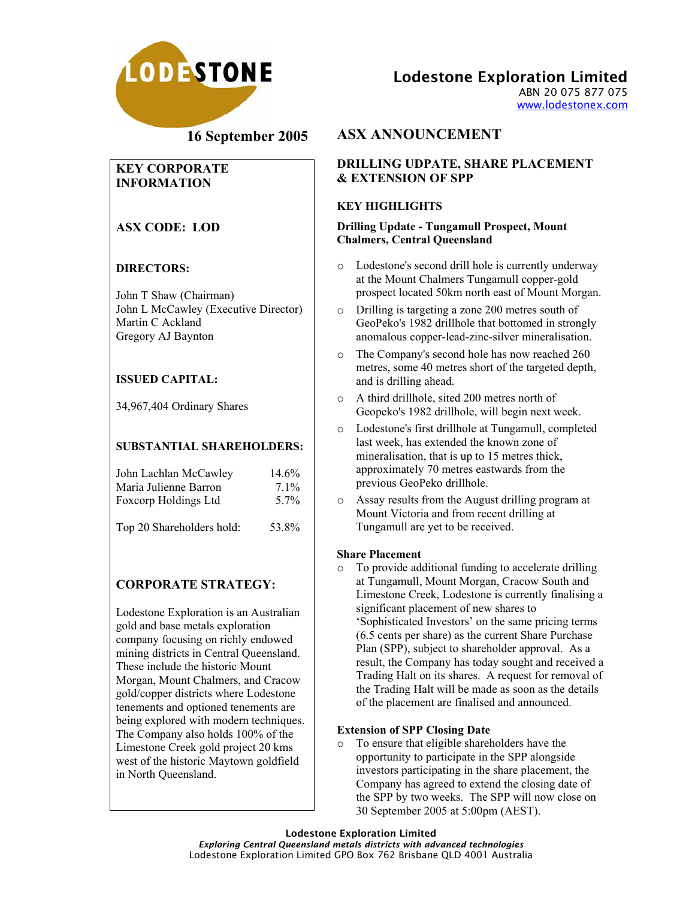# Lodestone Exploration Limited

ABN 20 075 877 075
www.lodestonex.com

**16 September 2005**

## ASX ANNOUNCEMENT

### DRILLING UDPATE, SHARE PLACEMENT & EXTENSION OF SPP

### KEY HIGHLIGHTS

**Drilling Update - Tungamull Prospect, Mount Chalmers, Central Queensland**

- Lodestone's second drill hole is currently underway at the Mount Chalmers Tungamull copper-gold prospect located 50km north east of Mount Morgan.
- Drilling is targeting a zone 200 metres south of GeoPeko's 1982 drillhole that bottomed in strongly anomalous copper-lead-zinc-silver mineralisation.
- The Company's second hole has now reached 260 metres, some 40 metres short of the targeted depth, and is drilling ahead.
- A third drillhole, sited 200 metres north of Geopeko's 1982 drillhole, will begin next week.
- Lodestone's first drillhole at Tungamull, completed last week, has extended the known zone of mineralisation, that is up to 15 metres thick, approximately 70 metres eastwards from the previous GeoPeko drillhole.
- Assay results from the August drilling program at Mount Victoria and from recent drilling at Tungamull are yet to be received.

**Share Placement**

- To provide additional funding to accelerate drilling at Tungamull, Mount Morgan, Cracow South and Limestone Creek, Lodestone is currently finalising a significant placement of new shares to 'Sophisticated Investors' on the same pricing terms (6.5 cents per share) as the current Share Purchase Plan (SPP), subject to shareholder approval. As a result, the Company has today sought and received a Trading Halt on its shares. A request for removal of the Trading Halt will be made as soon as the details of the placement are finalised and announced.

**Extension of SPP Closing Date**

- To ensure that eligible shareholders have the opportunity to participate in the SPP alongside investors participating in the share placement, the Company has agreed to extend the closing date of the SPP by two weeks. The SPP will now close on 30 September 2005 at 5:00pm (AEST).

---

**KEY CORPORATE INFORMATION**

**ASX CODE: LOD**

**DIRECTORS:**

John T Shaw (Chairman)
John L McCawley (Executive Director)
Martin C Ackland
Gregory AJ Baynton

**ISSUED CAPITAL:**

34,967,404 Ordinary Shares

**SUBSTANTIAL SHAREHOLDERS:**

| | |
|---|---|
| John Lachlan McCawley | 14.6% |
| Maria Julienne Barron | 7.1% |
| Foxcorp Holdings Ltd | 5.7% |
| Top 20 Shareholders hold: | 53.8% |

**CORPORATE STRATEGY:**

Lodestone Exploration is an Australian gold and base metals exploration company focusing on richly endowed mining districts in Central Queensland. These include the historic Mount Morgan, Mount Chalmers, and Cracow gold/copper districts where Lodestone tenements and optioned tenements are being explored with modern techniques. The Company also holds 100% of the Limestone Creek gold project 20 kms west of the historic Maytown goldfield in North Queensland.

---

**Lodestone Exploration Limited**
*Exploring Central Queensland metals districts with advanced technologies*
Lodestone Exploration Limited GPO Box 762 Brisbane QLD 4001 Australia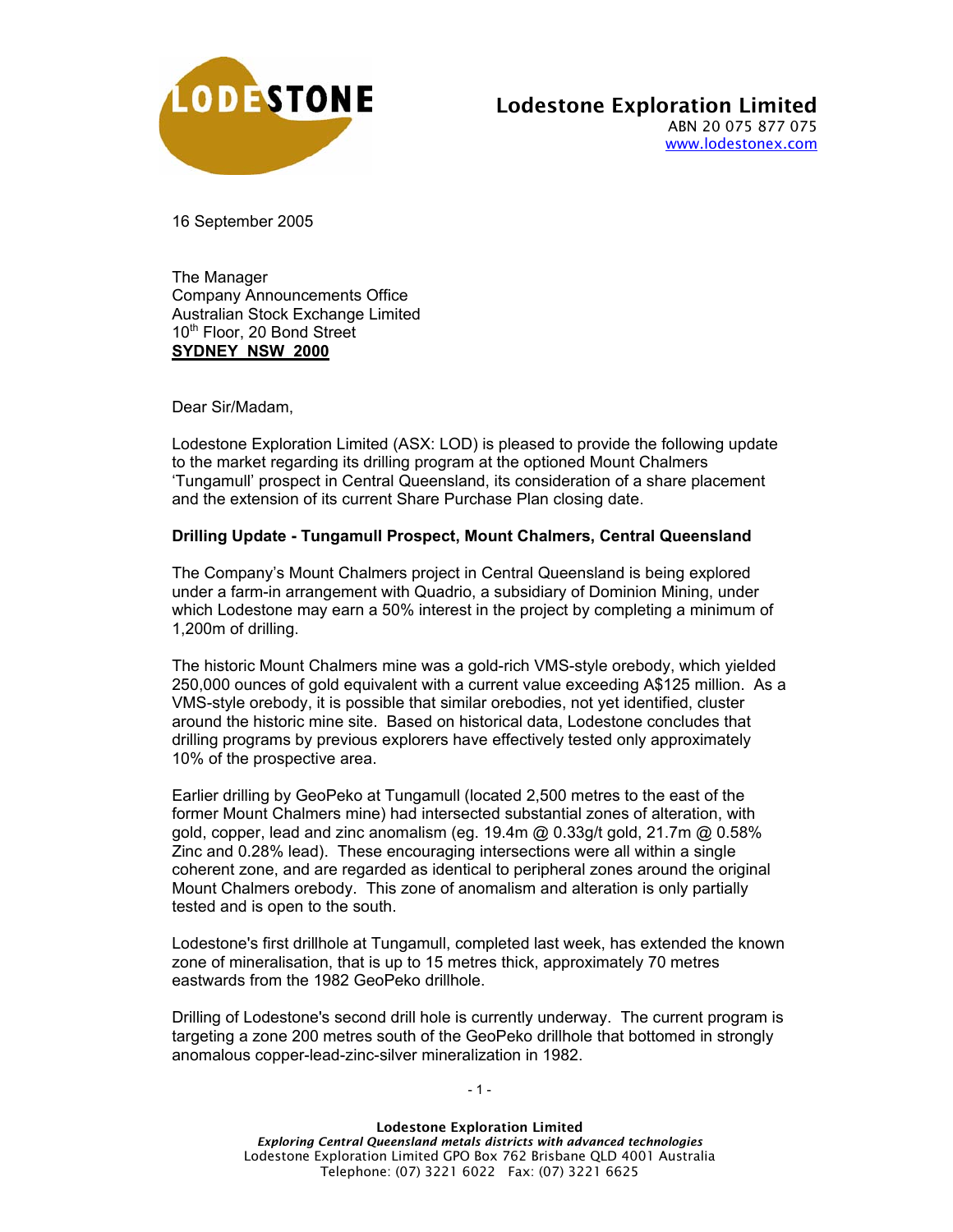**Lodestone Exploration Limited**
ABN 20 075 877 075
www.lodestonex.com

16 September 2005

The Manager
Company Announcements Office
Australian Stock Exchange Limited
10th Floor, 20 Bond Street
**SYDNEY NSW 2000**

Dear Sir/Madam,

Lodestone Exploration Limited (ASX: LOD) is pleased to provide the following update to the market regarding its drilling program at the optioned Mount Chalmers 'Tungamull' prospect in Central Queensland, its consideration of a share placement and the extension of its current Share Purchase Plan closing date.

**Drilling Update - Tungamull Prospect, Mount Chalmers, Central Queensland**

The Company's Mount Chalmers project in Central Queensland is being explored under a farm-in arrangement with Quadrio, a subsidiary of Dominion Mining, under which Lodestone may earn a 50% interest in the project by completing a minimum of 1,200m of drilling.

The historic Mount Chalmers mine was a gold-rich VMS-style orebody, which yielded 250,000 ounces of gold equivalent with a current value exceeding A$125 million. As a VMS-style orebody, it is possible that similar orebodies, not yet identified, cluster around the historic mine site. Based on historical data, Lodestone concludes that drilling programs by previous explorers have effectively tested only approximately 10% of the prospective area.

Earlier drilling by GeoPeko at Tungamull (located 2,500 metres to the east of the former Mount Chalmers mine) had intersected substantial zones of alteration, with gold, copper, lead and zinc anomalism (eg. 19.4m @ 0.33g/t gold, 21.7m @ 0.58% Zinc and 0.28% lead). These encouraging intersections were all within a single coherent zone, and are regarded as identical to peripheral zones around the original Mount Chalmers orebody. This zone of anomalism and alteration is only partially tested and is open to the south.

Lodestone's first drillhole at Tungamull, completed last week, has extended the known zone of mineralisation, that is up to 15 metres thick, approximately 70 metres eastwards from the 1982 GeoPeko drillhole.

Drilling of Lodestone's second drill hole is currently underway. The current program is targeting a zone 200 metres south of the GeoPeko drillhole that bottomed in strongly anomalous copper-lead-zinc-silver mineralization in 1982.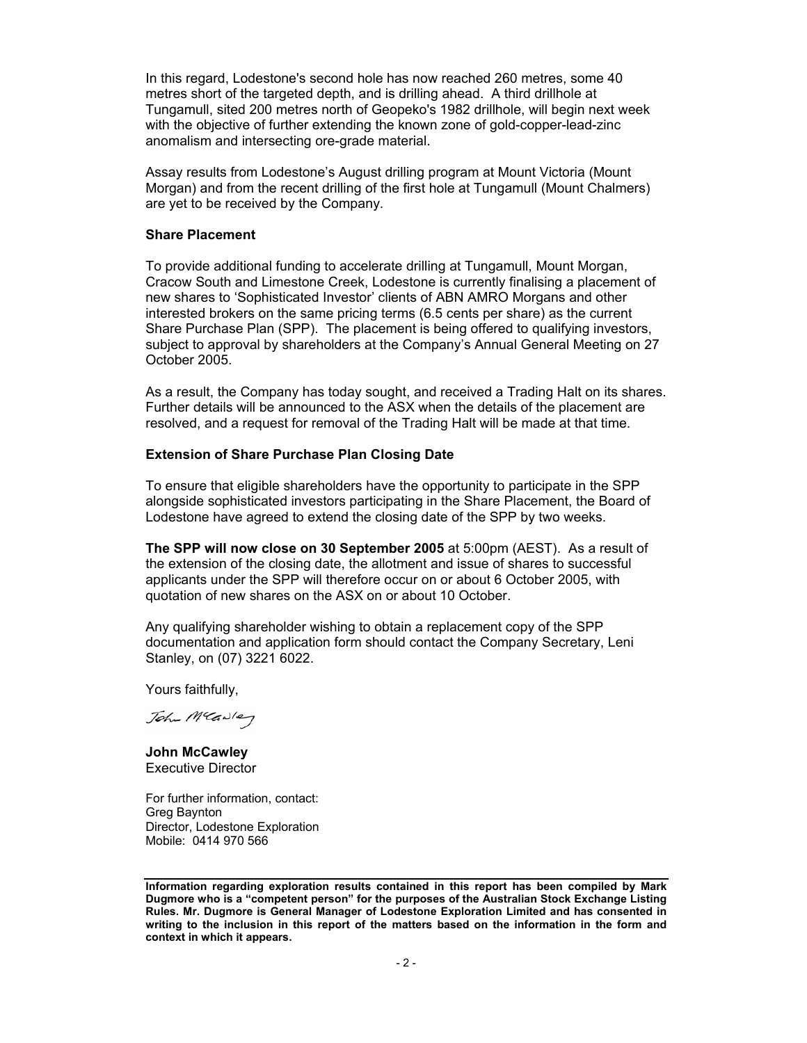In this regard, Lodestone's second hole has now reached 260 metres, some 40 metres short of the targeted depth, and is drilling ahead. A third drillhole at Tungamull, sited 200 metres north of Geopeko's 1982 drillhole, will begin next week with the objective of further extending the known zone of gold-copper-lead-zinc anomalism and intersecting ore-grade material.

Assay results from Lodestone's August drilling program at Mount Victoria (Mount Morgan) and from the recent drilling of the first hole at Tungamull (Mount Chalmers) are yet to be received by the Company.

**Share Placement**

To provide additional funding to accelerate drilling at Tungamull, Mount Morgan, Cracow South and Limestone Creek, Lodestone is currently finalising a placement of new shares to 'Sophisticated Investor' clients of ABN AMRO Morgans and other interested brokers on the same pricing terms (6.5 cents per share) as the current Share Purchase Plan (SPP). The placement is being offered to qualifying investors, subject to approval by shareholders at the Company's Annual General Meeting on 27 October 2005.

As a result, the Company has today sought, and received a Trading Halt on its shares. Further details will be announced to the ASX when the details of the placement are resolved, and a request for removal of the Trading Halt will be made at that time.

**Extension of Share Purchase Plan Closing Date**

To ensure that eligible shareholders have the opportunity to participate in the SPP alongside sophisticated investors participating in the Share Placement, the Board of Lodestone have agreed to extend the closing date of the SPP by two weeks.

**The SPP will now close on 30 September 2005** at 5:00pm (AEST). As a result of the extension of the closing date, the allotment and issue of shares to successful applicants under the SPP will therefore occur on or about 6 October 2005, with quotation of new shares on the ASX on or about 10 October.

Any qualifying shareholder wishing to obtain a replacement copy of the SPP documentation and application form should contact the Company Secretary, Leni Stanley, on (07) 3221 6022.

Yours faithfully,

John McCawley

**John McCawley**
Executive Director

For further information, contact:
Greg Baynton
Director, Lodestone Exploration
Mobile: 0414 970 566

**Information regarding exploration results contained in this report has been compiled by Mark Dugmore who is a "competent person" for the purposes of the Australian Stock Exchange Listing Rules. Mr. Dugmore is General Manager of Lodestone Exploration Limited and has consented in writing to the inclusion in this report of the matters based on the information in the form and context in which it appears.**